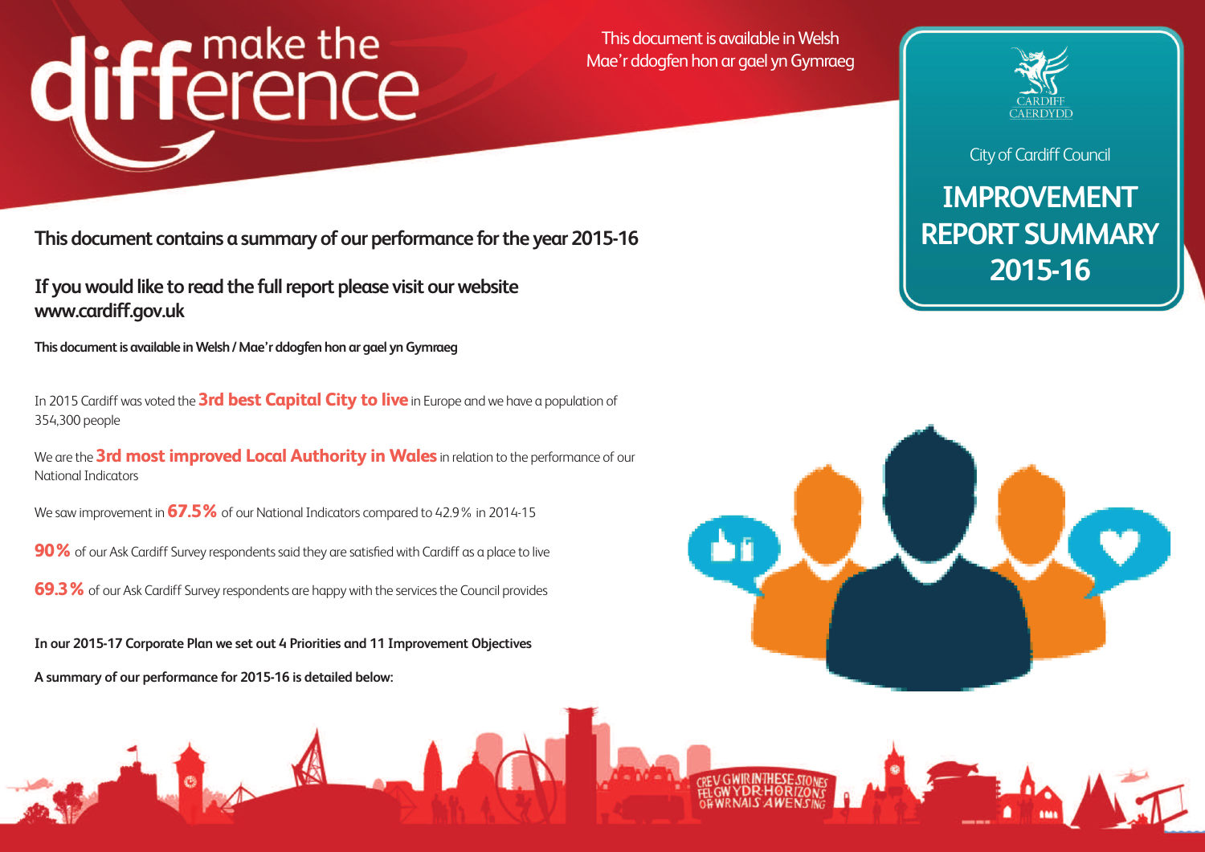make the difference

This document is available in Welsh
Mae'r ddogfen hon ar gael yn Gymraeg

CARDIFF
CAERDYDD

City of Cardiff Council

# IMPROVEMENT REPORT SUMMARY 2015-16

## This document contains a summary of our performance for the year 2015-16

## If you would like to read the full report please visit our website www.cardiff.gov.uk

**This document is available in Welsh / Mae'r ddogfen hon ar gael yn Gymraeg**

In 2015 Cardiff was voted the **3rd best Capital City to live** in Europe and we have a population of 354,300 people

We are the **3rd most improved Local Authority in Wales** in relation to the performance of our National Indicators

We saw improvement in **67.5%** of our National Indicators compared to 42.9% in 2014-15

**90%** of our Ask Cardiff Survey respondents said they are satisfied with Cardiff as a place to live

**69.3%** of our Ask Cardiff Survey respondents are happy with the services the Council provides

**In our 2015-17 Corporate Plan we set out 4 Priorities and 11 Improvement Objectives**

**A summary of our performance for 2015-16 is detailed below:**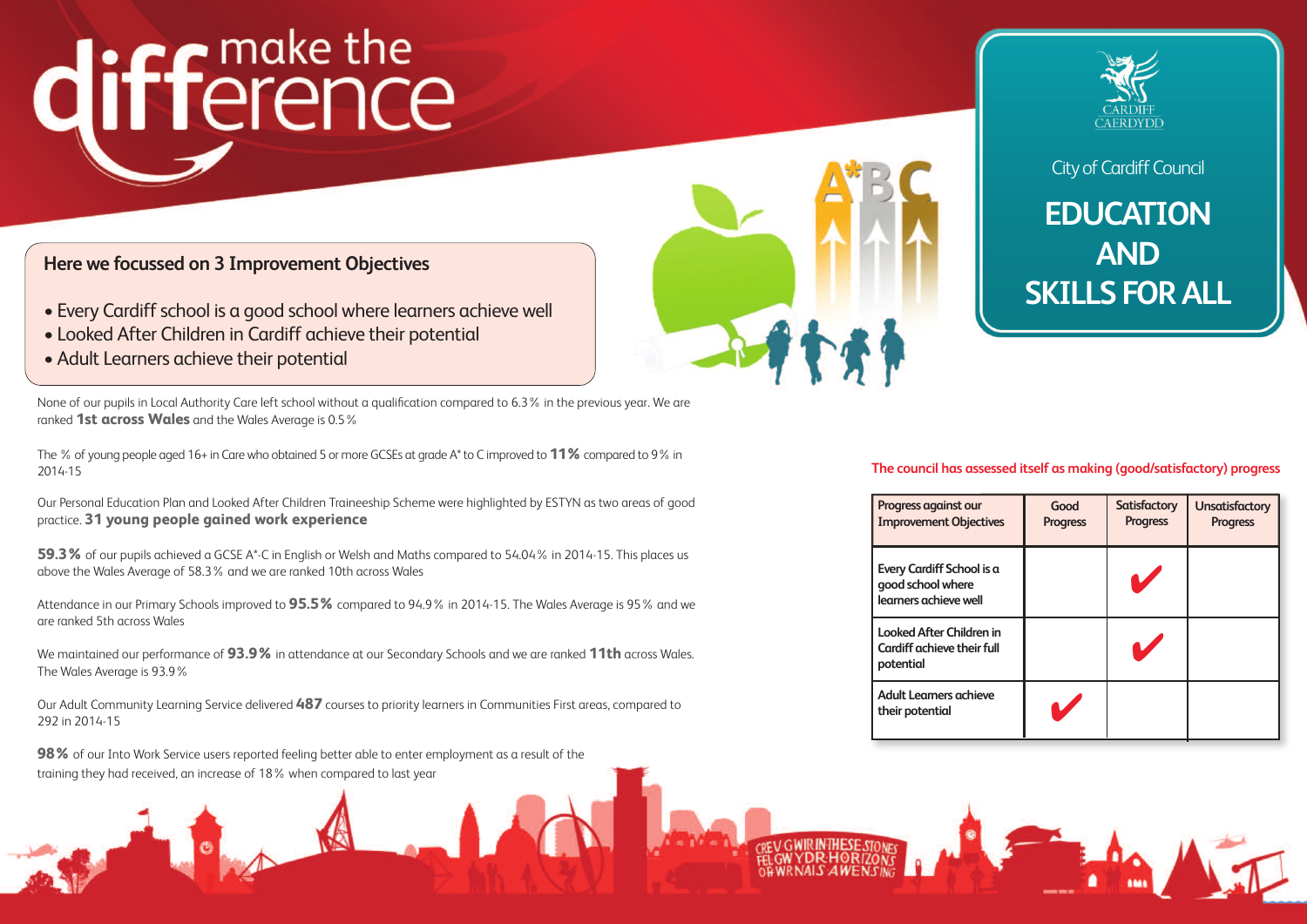# make the difference

City of Cardiff Council

## EDUCATION AND SKILLS FOR ALL

### Here we focussed on 3 Improvement Objectives

- Every Cardiff school is a good school where learners achieve well
- Looked After Children in Cardiff achieve their potential
- Adult Learners achieve their potential

None of our pupils in Local Authority Care left school without a qualification compared to 6.3% in the previous year. We are ranked **1st across Wales** and the Wales Average is 0.5%

The % of young people aged 16+ in Care who obtained 5 or more GCSEs at grade A* to C improved to **11%** compared to 9% in 2014-15

Our Personal Education Plan and Looked After Children Traineeship Scheme were highlighted by ESTYN as two areas of good practice. **31 young people gained work experience**

**59.3%** of our pupils achieved a GCSE A*-C in English or Welsh and Maths compared to 54.04% in 2014-15. This places us above the Wales Average of 58.3% and we are ranked 10th across Wales

Attendance in our Primary Schools improved to **95.5%** compared to 94.9% in 2014-15. The Wales Average is 95% and we are ranked 5th across Wales

We maintained our performance of **93.9%** in attendance at our Secondary Schools and we are ranked **11th** across Wales. The Wales Average is 93.9%

Our Adult Community Learning Service delivered **487** courses to priority learners in Communities First areas, compared to 292 in 2014-15

**98%** of our Into Work Service users reported feeling better able to enter employment as a result of the training they had received, an increase of 18% when compared to last year

**The council has assessed itself as making (good/satisfactory) progress**

| Progress against our Improvement Objectives | Good Progress | Satisfactory Progress | Unsatisfactory Progress |
|---|---|---|---|
| Every Cardiff School is a good school where learners achieve well | | ✔ | |
| Looked After Children in Cardiff achieve their full potential | | ✔ | |
| Adult Learners achieve their potential | ✔ | | |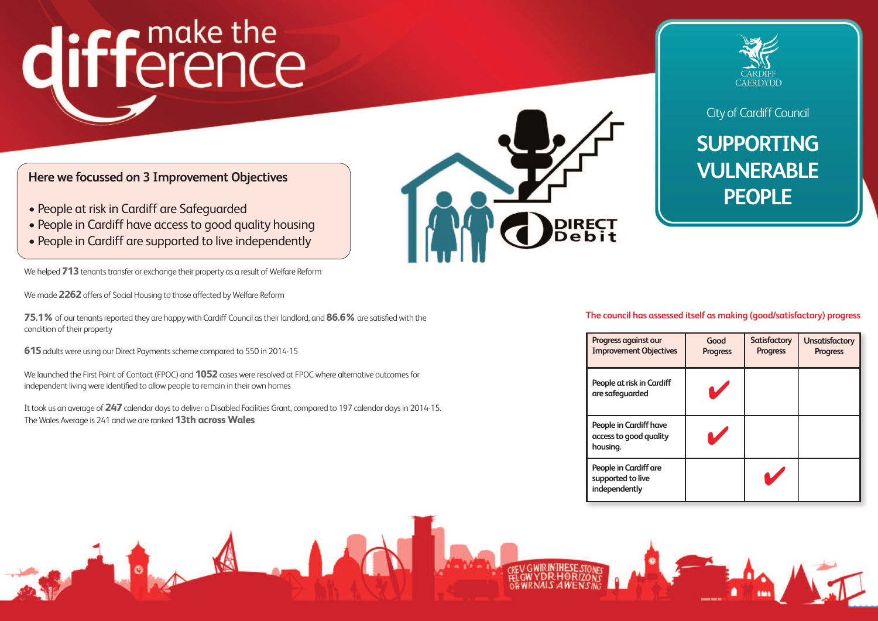# make the difference

City of Cardiff Council

## SUPPORTING VULNERABLE PEOPLE

### Here we focussed on 3 Improvement Objectives

- People at risk in Cardiff are Safeguarded
- People in Cardiff have access to good quality housing
- People in Cardiff are supported to live independently

We helped **713** tenants transfer or exchange their property as a result of Welfare Reform

We made **2262** offers of Social Housing to those affected by Welfare Reform

**75.1%** of our tenants reported they are happy with Cardiff Council as their landlord, and **86.6%** are satisfied with the condition of their property

**615** adults were using our Direct Payments scheme compared to 550 in 2014-15

We launched the First Point of Contact (FPOC) and **1052** cases were resolved at FPOC where alternative outcomes for independent living were identified to allow people to remain in their own homes

It took us an average of **247** calendar days to deliver a Disabled Facilities Grant, compared to 197 calendar days in 2014-15. The Wales Average is 241 and we are ranked **13th across Wales**

**The council has assessed itself as making (good/satisfactory) progress**

| Progress against our Improvement Objectives | Good Progress | Satisfactory Progress | Unsatisfactory Progress |
| --- | --- | --- | --- |
| People at risk in Cardiff are safeguarded | ✔ | | |
| People in Cardiff have access to good quality housing. | ✔ | | |
| People in Cardiff are supported to live independently | | ✔ | |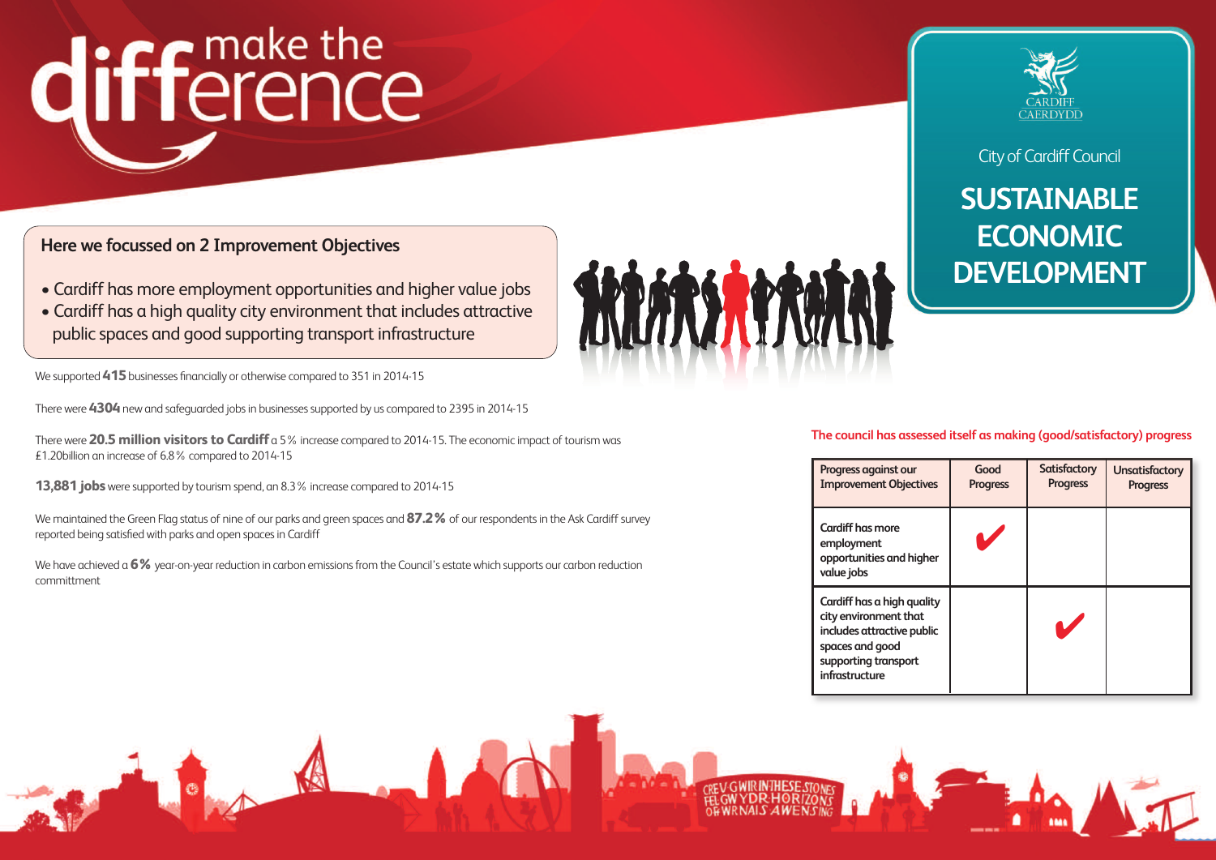# make the difference

City of Cardiff Council

# SUSTAINABLE ECONOMIC DEVELOPMENT

## Here we focussed on 2 Improvement Objectives

- Cardiff has more employment opportunities and higher value jobs
- Cardiff has a high quality city environment that includes attractive public spaces and good supporting transport infrastructure

We supported **415** businesses financially or otherwise compared to 351 in 2014-15

There were **4304** new and safeguarded jobs in businesses supported by us compared to 2395 in 2014-15

There were **20.5 million visitors to Cardiff** a 5% increase compared to 2014-15. The economic impact of tourism was £1.20billion an increase of 6.8% compared to 2014-15

**13,881 jobs** were supported by tourism spend, an 8.3% increase compared to 2014-15

We maintained the Green Flag status of nine of our parks and green spaces and **87.2%** of our respondents in the Ask Cardiff survey reported being satisfied with parks and open spaces in Cardiff

We have achieved a **6%** year-on-year reduction in carbon emissions from the Council's estate which supports our carbon reduction committment

**The council has assessed itself as making (good/satisfactory) progress**

| Progress against our Improvement Objectives | Good Progress | Satisfactory Progress | Unsatisfactory Progress |
| --- | --- | --- | --- |
| Cardiff has more employment opportunities and higher value jobs | ✔ | | |
| Cardiff has a high quality city environment that includes attractive public spaces and good supporting transport infrastructure | | ✔ | |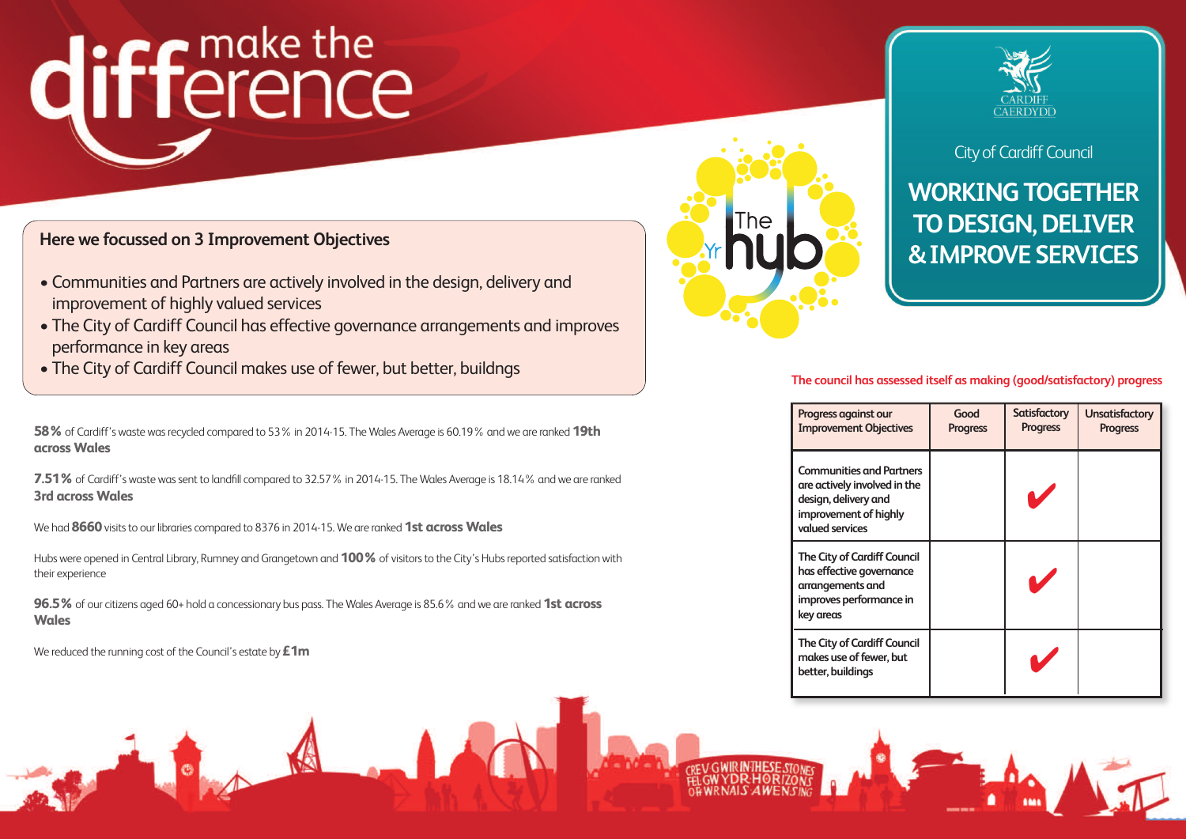# make the difference

City of Cardiff Council

## WORKING TOGETHER TO DESIGN, DELIVER & IMPROVE SERVICES

### Here we focussed on 3 Improvement Objectives

- Communities and Partners are actively involved in the design, delivery and improvement of highly valued services
- The City of Cardiff Council has effective governance arrangements and improves performance in key areas
- The City of Cardiff Council makes use of fewer, but better, buildngs

**58%** of Cardiff's waste was recycled compared to 53% in 2014-15. The Wales Average is 60.19% and we are ranked **19th across Wales**

**7.51%** of Cardiff's waste was sent to landfill compared to 32.57% in 2014-15. The Wales Average is 18.14% and we are ranked **3rd across Wales**

We had **8660** visits to our libraries compared to 8376 in 2014-15. We are ranked **1st across Wales**

Hubs were opened in Central Library, Rumney and Grangetown and **100%** of visitors to the City's Hubs reported satisfaction with their experience

**96.5%** of our citizens aged 60+ hold a concessionary bus pass. The Wales Average is 85.6% and we are ranked **1st across Wales**

We reduced the running cost of the Council's estate by **£1m**

**The council has assessed itself as making (good/satisfactory) progress**

| Progress against our Improvement Objectives | Good Progress | Satisfactory Progress | Unsatisfactory Progress |
|---|---|---|---|
| Communities and Partners are actively involved in the design, delivery and improvement of highly valued services | | ✔ | |
| The City of Cardiff Council has effective governance arrangements and improves performance in key areas | | ✔ | |
| The City of Cardiff Council makes use of fewer, but better, buildings | | ✔ | |